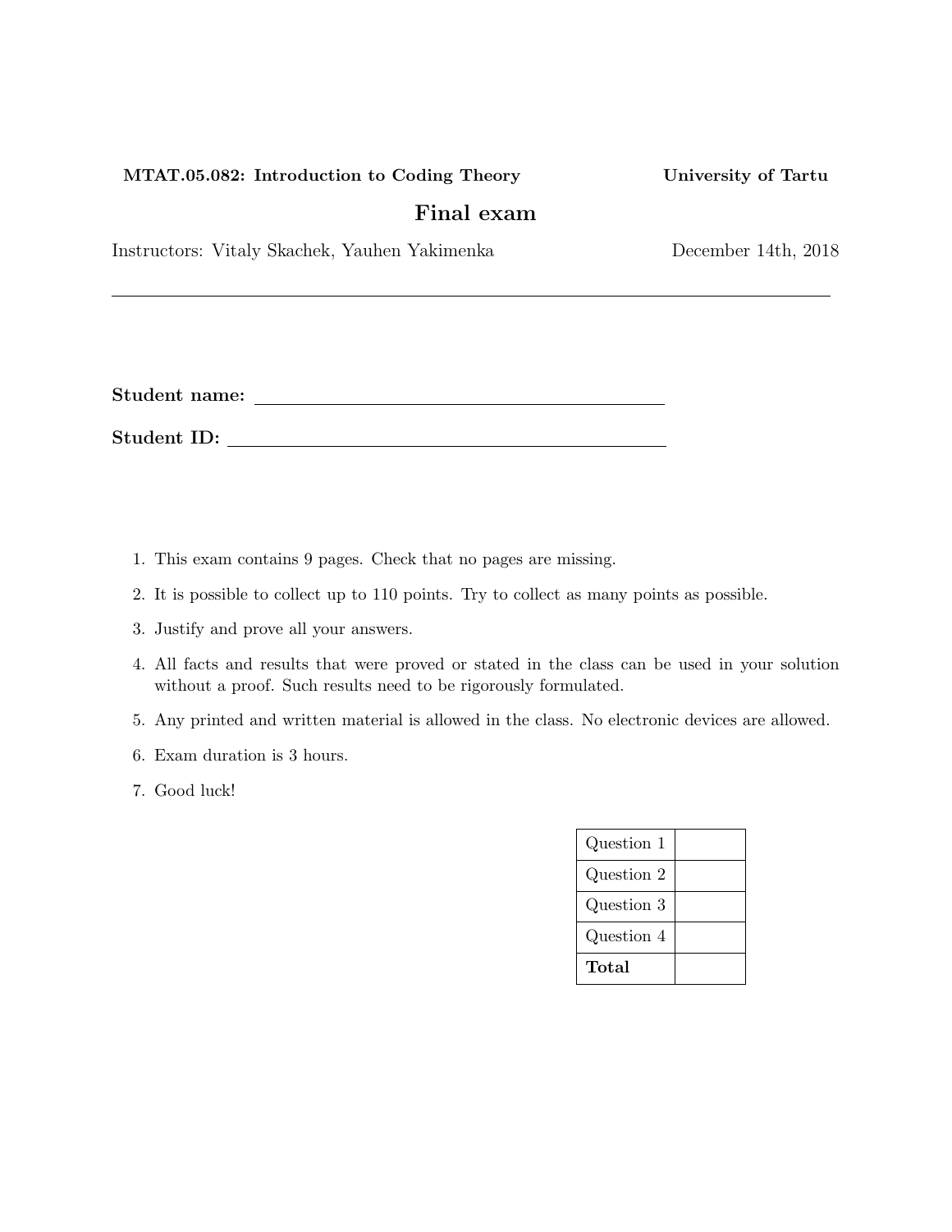**MTAT.05.082: Introduction to Coding Theory** **University of Tartu**

# Final exam

Instructors: Vitaly Skachek, Yauhen Yakimenka December 14th, 2018

---

**Student name:** ____________________________________________

**Student ID:** ____________________________________________

1. This exam contains 9 pages. Check that no pages are missing.
2. It is possible to collect up to 110 points. Try to collect as many points as possible.
3. Justify and prove all your answers.
4. All facts and results that were proved or stated in the class can be used in your solution without a proof. Such results need to be rigorously formulated.
5. Any printed and written material is allowed in the class. No electronic devices are allowed.
6. Exam duration is 3 hours.
7. Good luck!

| | |
|---|---|
| Question 1 | |
| Question 2 | |
| Question 3 | |
| Question 4 | |
| **Total** | |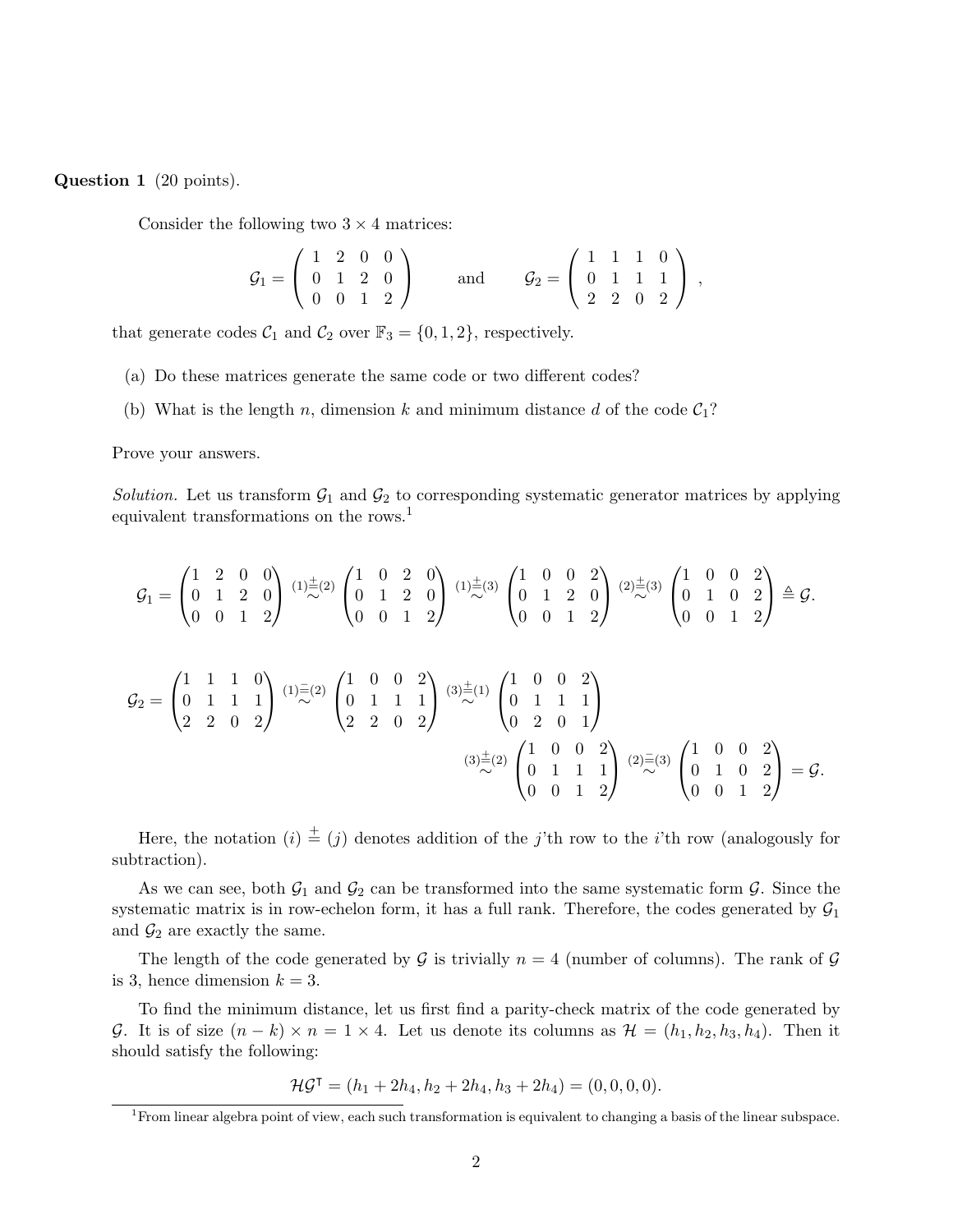**Question 1** (20 points).

Consider the following two $3 \times 4$ matrices:

$$\mathcal{G}_1 = \begin{pmatrix} 1 & 2 & 0 & 0 \\ 0 & 1 & 2 & 0 \\ 0 & 0 & 1 & 2 \end{pmatrix} \qquad \text{and} \qquad \mathcal{G}_2 = \begin{pmatrix} 1 & 1 & 1 & 0 \\ 0 & 1 & 1 & 1 \\ 2 & 2 & 0 & 2 \end{pmatrix},$$

that generate codes $\mathcal{C}_1$ and $\mathcal{C}_2$ over $\mathbb{F}_3 = \{0, 1, 2\}$, respectively.

(a) Do these matrices generate the same code or two different codes?

(b) What is the length $n$, dimension $k$ and minimum distance $d$ of the code $\mathcal{C}_1$?

Prove your answers.

*Solution.* Let us transform $\mathcal{G}_1$ and $\mathcal{G}_2$ to corresponding systematic generator matrices by applying equivalent transformations on the rows.[1]

$$\mathcal{G}_1 = \begin{pmatrix} 1 & 2 & 0 & 0 \\ 0 & 1 & 2 & 0 \\ 0 & 0 & 1 & 2 \end{pmatrix} \overset{(1)\overset{\pm}{=}(2)}{\sim} \begin{pmatrix} 1 & 0 & 2 & 0 \\ 0 & 1 & 2 & 0 \\ 0 & 0 & 1 & 2 \end{pmatrix} \overset{(1)\overset{\pm}{=}(3)}{\sim} \begin{pmatrix} 1 & 0 & 0 & 2 \\ 0 & 1 & 2 & 0 \\ 0 & 0 & 1 & 2 \end{pmatrix} \overset{(2)\overset{\pm}{=}(3)}{\sim} \begin{pmatrix} 1 & 0 & 0 & 2 \\ 0 & 1 & 0 & 2 \\ 0 & 0 & 1 & 2 \end{pmatrix} \triangleq \mathcal{G}.$$

$$\mathcal{G}_2 = \begin{pmatrix} 1 & 1 & 1 & 0 \\ 0 & 1 & 1 & 1 \\ 2 & 2 & 0 & 2 \end{pmatrix} \overset{(1)\overset{-}{=}(2)}{\sim} \begin{pmatrix} 1 & 0 & 0 & 2 \\ 0 & 1 & 1 & 1 \\ 2 & 2 & 0 & 2 \end{pmatrix} \overset{(3)\overset{\pm}{=}(1)}{\sim} \begin{pmatrix} 1 & 0 & 0 & 2 \\ 0 & 1 & 1 & 1 \\ 0 & 2 & 0 & 1 \end{pmatrix}$$

$$\overset{(3)\overset{\pm}{=}(2)}{\sim} \begin{pmatrix} 1 & 0 & 0 & 2 \\ 0 & 1 & 1 & 1 \\ 0 & 0 & 1 & 2 \end{pmatrix} \overset{(2)\overset{-}{=}(3)}{\sim} \begin{pmatrix} 1 & 0 & 0 & 2 \\ 0 & 1 & 0 & 2 \\ 0 & 0 & 1 & 2 \end{pmatrix} = \mathcal{G}.$$

Here, the notation $(i) \overset{\pm}{=} (j)$ denotes addition of the $j$'th row to the $i$'th row (analogously for subtraction).

As we can see, both $\mathcal{G}_1$ and $\mathcal{G}_2$ can be transformed into the same systematic form $\mathcal{G}$. Since the systematic matrix is in row-echelon form, it has a full rank. Therefore, the codes generated by $\mathcal{G}_1$ and $\mathcal{G}_2$ are exactly the same.

The length of the code generated by $\mathcal{G}$ is trivially $n = 4$ (number of columns). The rank of $\mathcal{G}$ is 3, hence dimension $k = 3$.

To find the minimum distance, let us first find a parity-check matrix of the code generated by $\mathcal{G}$. It is of size $(n-k) \times n = 1 \times 4$. Let us denote its columns as $\mathcal{H} = (h_1, h_2, h_3, h_4)$. Then it should satisfy the following:

$$\mathcal{H}\mathcal{G}^\intercal = (h_1 + 2h_4, h_2 + 2h_4, h_3 + 2h_4) = (0, 0, 0, 0).$$

[1] From linear algebra point of view, each such transformation is equivalent to changing a basis of the linear subspace.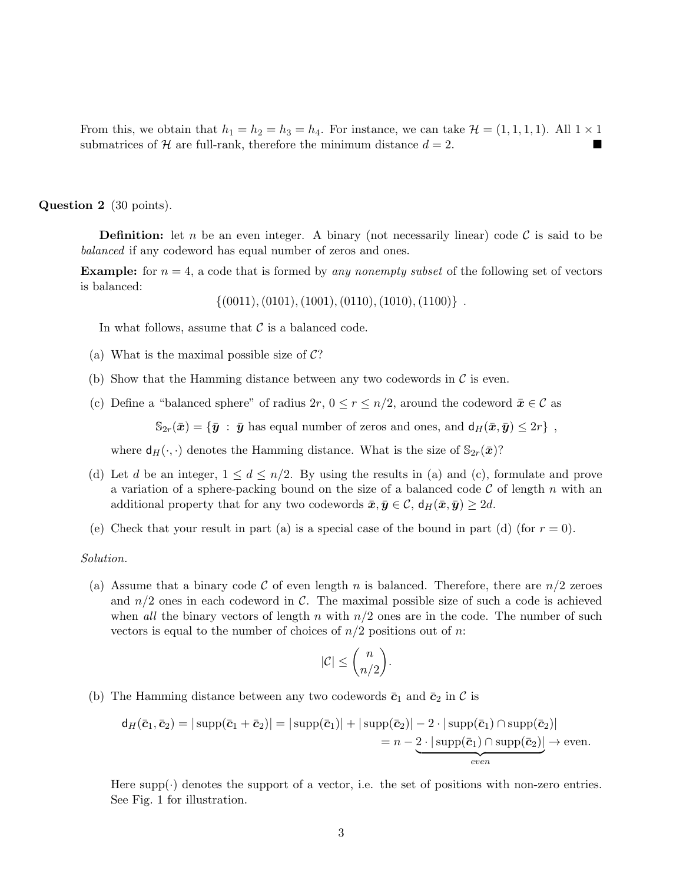From this, we obtain that $h_1 = h_2 = h_3 = h_4$. For instance, we can take $\mathcal{H} = (1, 1, 1, 1)$. All $1 \times 1$ submatrices of $\mathcal{H}$ are full-rank, therefore the minimum distance $d = 2$. ■

**Question 2** (30 points).

**Definition:** let $n$ be an even integer. A binary (not necessarily linear) code $\mathcal{C}$ is said to be *balanced* if any codeword has equal number of zeros and ones.

**Example:** for $n = 4$, a code that is formed by *any nonempty subset* of the following set of vectors is balanced:

$$\{(0011), (0101), (1001), (0110), (1010), (1100)\} \ .$$

In what follows, assume that $\mathcal{C}$ is a balanced code.

(a) What is the maximal possible size of $\mathcal{C}$?

(b) Show that the Hamming distance between any two codewords in $\mathcal{C}$ is even.

(c) Define a "balanced sphere" of radius $2r$, $0 \leq r \leq n/2$, around the codeword $\bar{\boldsymbol{x}} \in \mathcal{C}$ as

$$\mathbb{S}_{2r}(\bar{\boldsymbol{x}}) = \{\bar{\boldsymbol{y}} \ : \ \bar{\boldsymbol{y}} \text{ has equal number of zeros and ones, and } \mathsf{d}_H(\bar{\boldsymbol{x}}, \bar{\boldsymbol{y}}) \leq 2r\} \ ,$$

where $\mathsf{d}_H(\cdot, \cdot)$ denotes the Hamming distance. What is the size of $\mathbb{S}_{2r}(\bar{\boldsymbol{x}})$?

(d) Let $d$ be an integer, $1 \leq d \leq n/2$. By using the results in (a) and (c), formulate and prove a variation of a sphere-packing bound on the size of a balanced code $\mathcal{C}$ of length $n$ with an additional property that for any two codewords $\bar{\boldsymbol{x}}, \bar{\boldsymbol{y}} \in \mathcal{C}$, $\mathsf{d}_H(\bar{\boldsymbol{x}}, \bar{\boldsymbol{y}}) \geq 2d$.

(e) Check that your result in part (a) is a special case of the bound in part (d) (for $r = 0$).

*Solution.*

(a) Assume that a binary code $\mathcal{C}$ of even length $n$ is balanced. Therefore, there are $n/2$ zeroes and $n/2$ ones in each codeword in $\mathcal{C}$. The maximal possible size of such a code is achieved when *all* the binary vectors of length $n$ with $n/2$ ones are in the code. The number of such vectors is equal to the number of choices of $n/2$ positions out of $n$:

$$|\mathcal{C}| \leq \binom{n}{n/2}.$$

(b) The Hamming distance between any two codewords $\bar{\boldsymbol{c}}_1$ and $\bar{\boldsymbol{c}}_2$ in $\mathcal{C}$ is

$$\begin{aligned}
\mathsf{d}_H(\bar{\boldsymbol{c}}_1, \bar{\boldsymbol{c}}_2) = |\operatorname{supp}(\bar{\boldsymbol{c}}_1 + \bar{\boldsymbol{c}}_2)| &= |\operatorname{supp}(\bar{\boldsymbol{c}}_1)| + |\operatorname{supp}(\bar{\boldsymbol{c}}_2)| - 2 \cdot |\operatorname{supp}(\bar{\boldsymbol{c}}_1) \cap \operatorname{supp}(\bar{\boldsymbol{c}}_2)| \\
&= n - \underbrace{2 \cdot |\operatorname{supp}(\bar{\boldsymbol{c}}_1) \cap \operatorname{supp}(\bar{\boldsymbol{c}}_2)|}_{even} \to \text{even}.
\end{aligned}$$

Here $\operatorname{supp}(\cdot)$ denotes the support of a vector, i.e. the set of positions with non-zero entries. See Fig. 1 for illustration.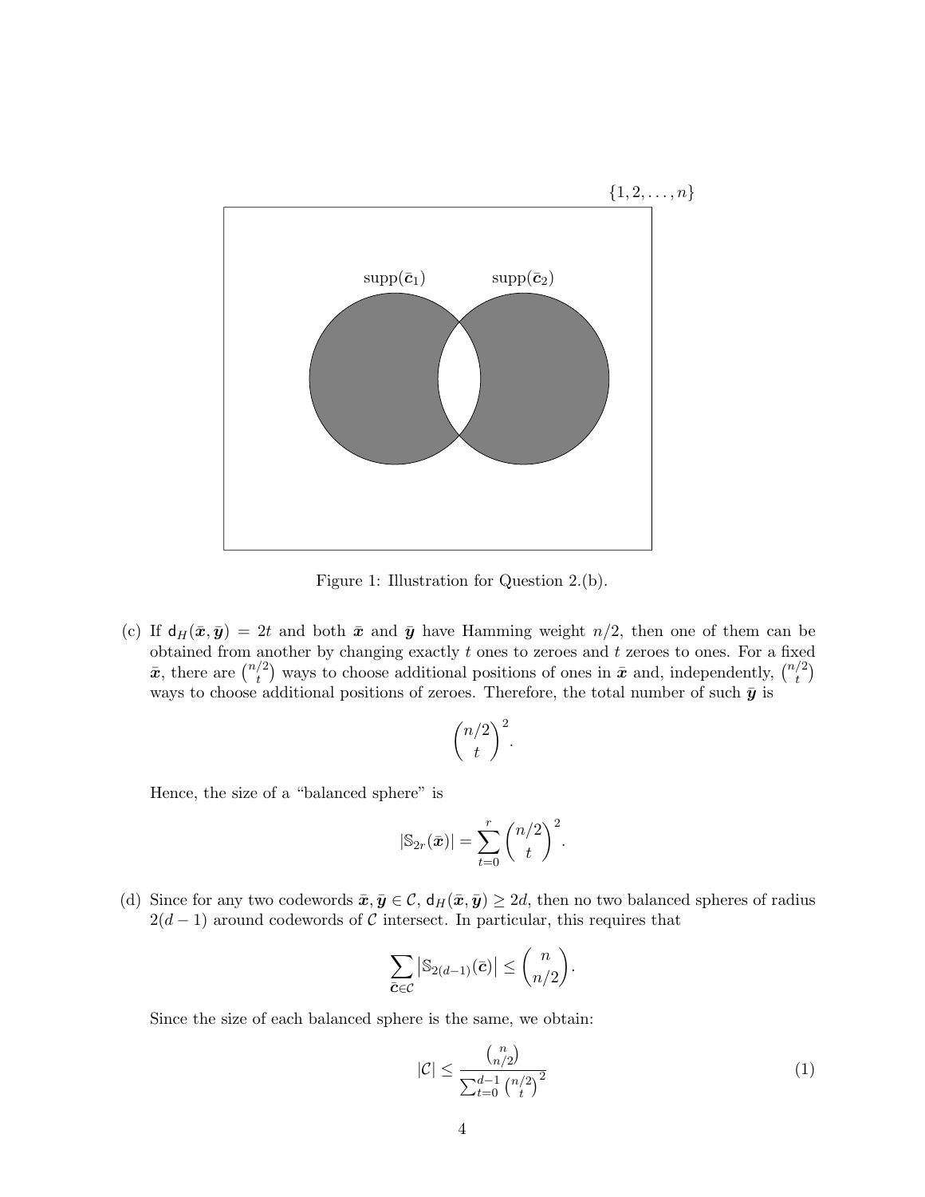$\{1, 2, \ldots, n\}$

$\text{supp}(\bar{\boldsymbol{c}}_1)$ $\text{supp}(\bar{\boldsymbol{c}}_2)$

Figure 1: Illustration for Question 2.(b).

(c) If $\mathsf{d}_H(\bar{\boldsymbol{x}}, \bar{\boldsymbol{y}}) = 2t$ and both $\bar{\boldsymbol{x}}$ and $\bar{\boldsymbol{y}}$ have Hamming weight $n/2$, then one of them can be obtained from another by changing exactly $t$ ones to zeroes and $t$ zeroes to ones. For a fixed $\bar{\boldsymbol{x}}$, there are $\binom{n/2}{t}$ ways to choose additional positions of ones in $\bar{\boldsymbol{x}}$ and, independently, $\binom{n/2}{t}$ ways to choose additional positions of zeroes. Therefore, the total number of such $\bar{\boldsymbol{y}}$ is

$$\binom{n/2}{t}^2.$$

Hence, the size of a "balanced sphere" is

$$|\mathbb{S}_{2r}(\bar{\boldsymbol{x}})| = \sum_{t=0}^{r} \binom{n/2}{t}^2.$$

(d) Since for any two codewords $\bar{\boldsymbol{x}}, \bar{\boldsymbol{y}} \in \mathcal{C}$, $\mathsf{d}_H(\bar{\boldsymbol{x}}, \bar{\boldsymbol{y}}) \geq 2d$, then no two balanced spheres of radius $2(d-1)$ around codewords of $\mathcal{C}$ intersect. In particular, this requires that

$$\sum_{\bar{\boldsymbol{c}} \in \mathcal{C}} \left| \mathbb{S}_{2(d-1)}(\bar{\boldsymbol{c}}) \right| \leq \binom{n}{n/2}.$$

Since the size of each balanced sphere is the same, we obtain:

$$|\mathcal{C}| \leq \frac{\binom{n}{n/2}}{\sum_{t=0}^{d-1} \binom{n/2}{t}^2} \tag{1}$$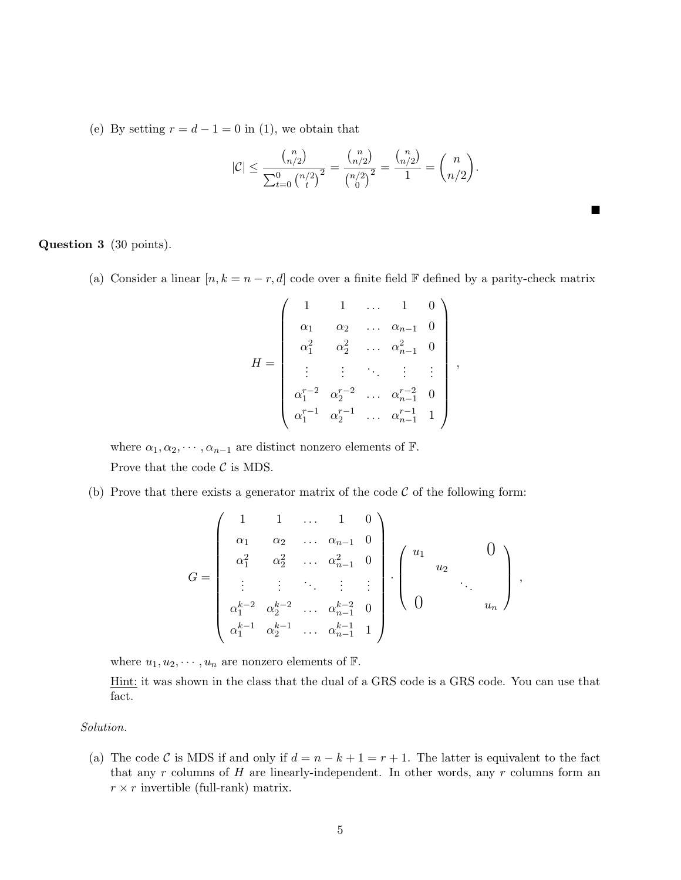(e) By setting $r = d - 1 = 0$ in (1), we obtain that

$$|\mathcal{C}| \leq \frac{\binom{n}{n/2}}{\sum_{t=0}^{0} \binom{n/2}{t}^2} = \frac{\binom{n}{n/2}}{\binom{n/2}{0}^2} = \frac{\binom{n}{n/2}}{1} = \binom{n}{n/2}.$$

■

**Question 3** (30 points).

(a) Consider a linear $[n, k = n - r, d]$ code over a finite field $\mathbb{F}$ defined by a parity-check matrix

$$H = \begin{pmatrix} 1 & 1 & \dots & 1 & 0 \\ \alpha_1 & \alpha_2 & \dots & \alpha_{n-1} & 0 \\ \alpha_1^2 & \alpha_2^2 & \dots & \alpha_{n-1}^2 & 0 \\ \vdots & \vdots & \ddots & \vdots & \vdots \\ \alpha_1^{r-2} & \alpha_2^{r-2} & \dots & \alpha_{n-1}^{r-2} & 0 \\ \alpha_1^{r-1} & \alpha_2^{r-1} & \dots & \alpha_{n-1}^{r-1} & 1 \end{pmatrix},$$

where $\alpha_1, \alpha_2, \cdots, \alpha_{n-1}$ are distinct nonzero elements of $\mathbb{F}$.

Prove that the code $\mathcal{C}$ is MDS.

(b) Prove that there exists a generator matrix of the code $\mathcal{C}$ of the following form:

$$G = \begin{pmatrix} 1 & 1 & \dots & 1 & 0 \\ \alpha_1 & \alpha_2 & \dots & \alpha_{n-1} & 0 \\ \alpha_1^2 & \alpha_2^2 & \dots & \alpha_{n-1}^2 & 0 \\ \vdots & \vdots & \ddots & \vdots & \vdots \\ \alpha_1^{k-2} & \alpha_2^{k-2} & \dots & \alpha_{n-1}^{k-2} & 0 \\ \alpha_1^{k-1} & \alpha_2^{k-1} & \dots & \alpha_{n-1}^{k-1} & 1 \end{pmatrix} \cdot \begin{pmatrix} u_1 & & & 0 \\ & u_2 & & \\ & & \ddots & \\ 0 & & & u_n \end{pmatrix},$$

where $u_1, u_2, \cdots, u_n$ are nonzero elements of $\mathbb{F}$.

<u>Hint:</u> it was shown in the class that the dual of a GRS code is a GRS code. You can use that fact.

*Solution.*

(a) The code $\mathcal{C}$ is MDS if and only if $d = n - k + 1 = r + 1$. The latter is equivalent to the fact that any $r$ columns of $H$ are linearly-independent. In other words, any $r$ columns form an $r \times r$ invertible (full-rank) matrix.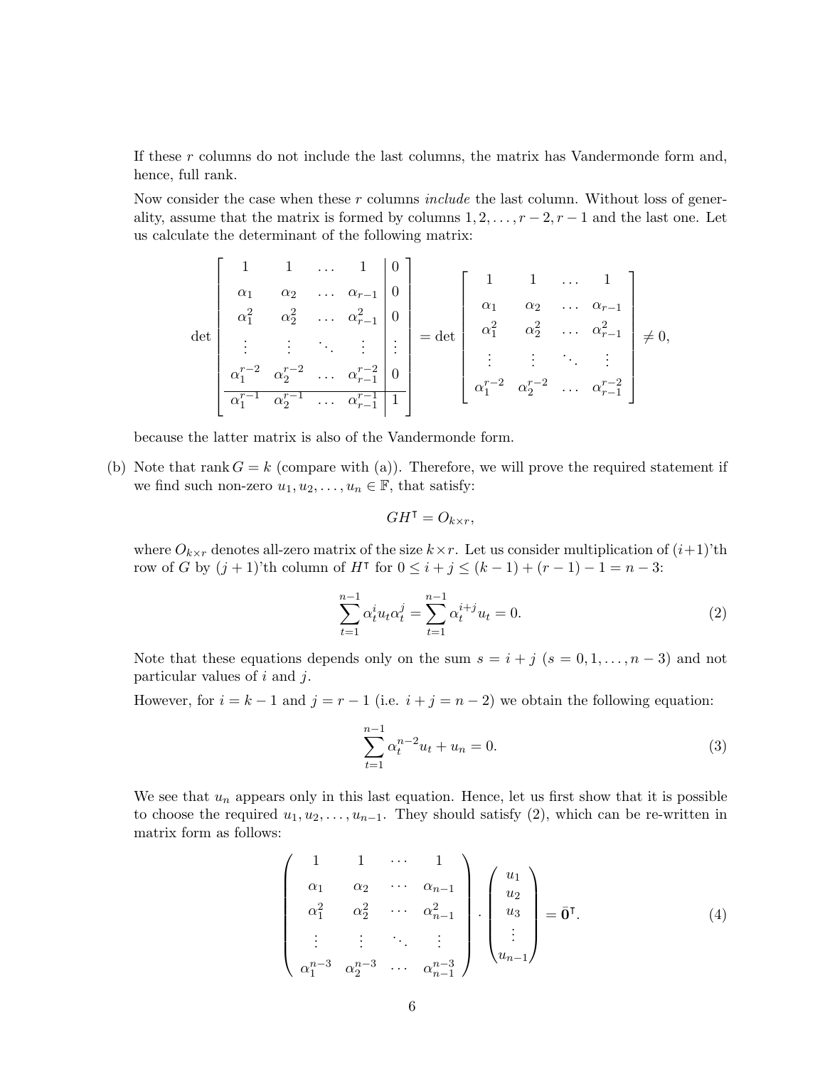If these $r$ columns do not include the last columns, the matrix has Vandermonde form and, hence, full rank.

Now consider the case when these $r$ columns *include* the last column. Without loss of generality, assume that the matrix is formed by columns $1, 2, \ldots, r-2, r-1$ and the last one. Let us calculate the determinant of the following matrix:

$$
\det \left[ \begin{array}{cccc|c} 1 & 1 & \ldots & 1 & 0 \\ \alpha_1 & \alpha_2 & \ldots & \alpha_{r-1} & 0 \\ \alpha_1^2 & \alpha_2^2 & \ldots & \alpha_{r-1}^2 & 0 \\ \vdots & \vdots & \ddots & \vdots & \vdots \\ \alpha_1^{r-2} & \alpha_2^{r-2} & \ldots & \alpha_{r-1}^{r-2} & 0 \\ \hline \alpha_1^{r-1} & \alpha_2^{r-1} & \ldots & \alpha_{r-1}^{r-1} & 1 \end{array} \right] = \det \begin{bmatrix} 1 & 1 & \ldots & 1 \\ \alpha_1 & \alpha_2 & \ldots & \alpha_{r-1} \\ \alpha_1^2 & \alpha_2^2 & \ldots & \alpha_{r-1}^2 \\ \vdots & \vdots & \ddots & \vdots \\ \alpha_1^{r-2} & \alpha_2^{r-2} & \ldots & \alpha_{r-1}^{r-2} \end{bmatrix} \neq 0,
$$

because the latter matrix is also of the Vandermonde form.

(b) Note that $\operatorname{rank} G = k$ (compare with (a)). Therefore, we will prove the required statement if we find such non-zero $u_1, u_2, \ldots, u_n \in \mathbb{F}$, that satisfy:

$$
GH^\intercal = O_{k\times r},
$$

where $O_{k\times r}$ denotes all-zero matrix of the size $k \times r$. Let us consider multiplication of $(i+1)$'th row of $G$ by $(j+1)$'th column of $H^\intercal$ for $0 \le i + j \le (k-1) + (r-1) - 1 = n - 3$:

$$
\sum_{t=1}^{n-1} \alpha_t^i u_t \alpha_t^j = \sum_{t=1}^{n-1} \alpha_t^{i+j} u_t = 0. \tag{2}
$$

Note that these equations depends only on the sum $s = i + j$ ($s = 0, 1, \ldots, n-3$) and not particular values of $i$ and $j$.

However, for $i = k-1$ and $j = r-1$ (i.e. $i + j = n-2$) we obtain the following equation:

$$
\sum_{t=1}^{n-1} \alpha_t^{n-2} u_t + u_n = 0. \tag{3}
$$

We see that $u_n$ appears only in this last equation. Hence, let us first show that it is possible to choose the required $u_1, u_2, \ldots, u_{n-1}$. They should satisfy (2), which can be re-written in matrix form as follows:

$$
\begin{pmatrix} 1 & 1 & \cdots & 1 \\ \alpha_1 & \alpha_2 & \cdots & \alpha_{n-1} \\ \alpha_1^2 & \alpha_2^2 & \cdots & \alpha_{n-1}^2 \\ \vdots & \vdots & \ddots & \vdots \\ \alpha_1^{n-3} & \alpha_2^{n-3} & \cdots & \alpha_{n-1}^{n-3} \end{pmatrix} \cdot \begin{pmatrix} u_1 \\ u_2 \\ u_3 \\ \vdots \\ u_{n-1} \end{pmatrix} = \bar{\mathbf{0}}^\intercal. \tag{4}
$$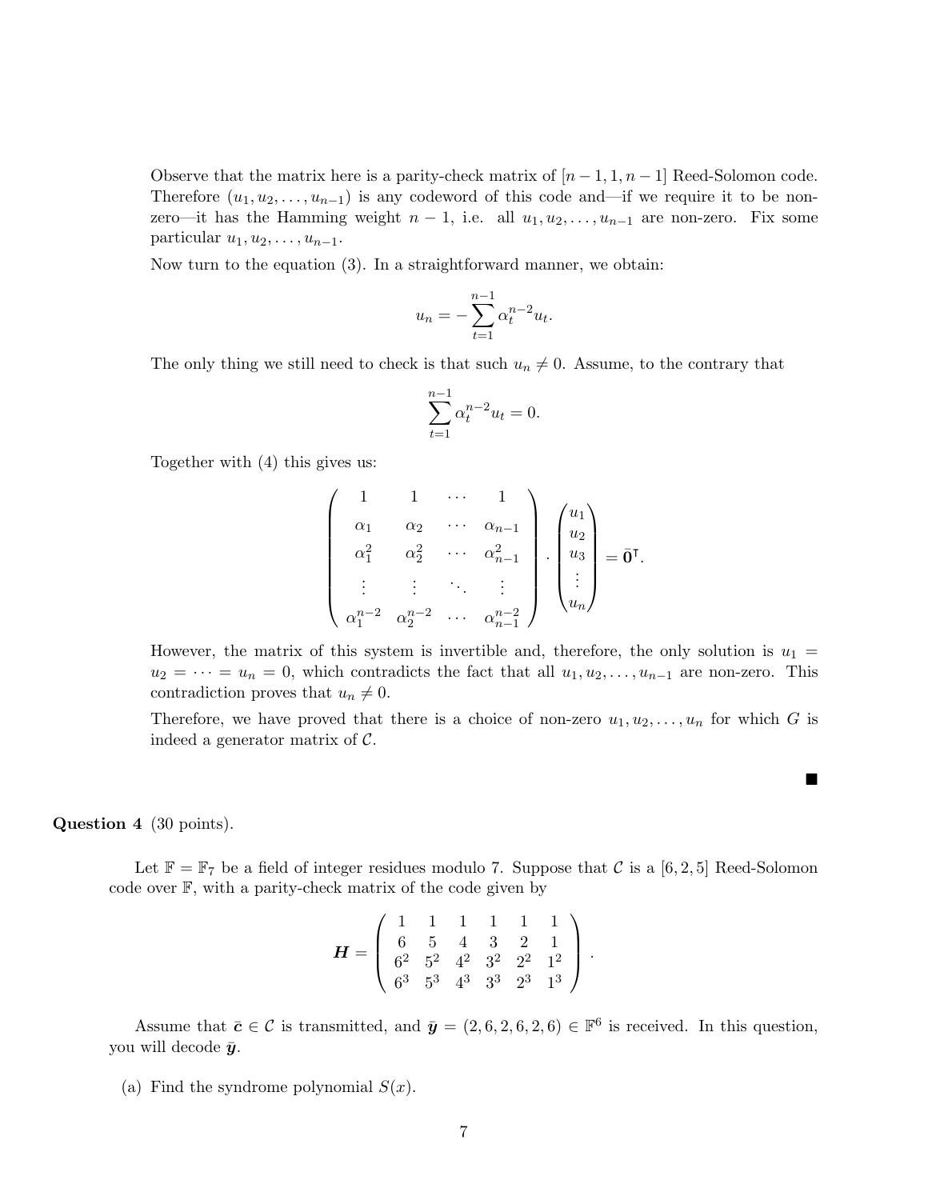Observe that the matrix here is a parity-check matrix of $[n-1, 1, n-1]$ Reed-Solomon code. Therefore $(u_1, u_2, \ldots, u_{n-1})$ is any codeword of this code and—if we require it to be non-zero—it has the Hamming weight $n-1$, i.e. all $u_1, u_2, \ldots, u_{n-1}$ are non-zero. Fix some particular $u_1, u_2, \ldots, u_{n-1}$.

Now turn to the equation (3). In a straightforward manner, we obtain:

$$u_n = -\sum_{t=1}^{n-1} \alpha_t^{n-2} u_t.$$

The only thing we still need to check is that such $u_n \neq 0$. Assume, to the contrary that

$$\sum_{t=1}^{n-1} \alpha_t^{n-2} u_t = 0.$$

Together with (4) this gives us:

$$\begin{pmatrix} 1 & 1 & \cdots & 1 \\ \alpha_1 & \alpha_2 & \cdots & \alpha_{n-1} \\ \alpha_1^2 & \alpha_2^2 & \cdots & \alpha_{n-1}^2 \\ \vdots & \vdots & \ddots & \vdots \\ \alpha_1^{n-2} & \alpha_2^{n-2} & \cdots & \alpha_{n-1}^{n-2} \end{pmatrix} \cdot \begin{pmatrix} u_1 \\ u_2 \\ u_3 \\ \vdots \\ u_n \end{pmatrix} = \bar{\mathbf{0}}^\mathsf{T}.$$

However, the matrix of this system is invertible and, therefore, the only solution is $u_1 = u_2 = \cdots = u_n = 0$, which contradicts the fact that all $u_1, u_2, \ldots, u_{n-1}$ are non-zero. This contradiction proves that $u_n \neq 0$.

Therefore, we have proved that there is a choice of non-zero $u_1, u_2, \ldots, u_n$ for which $G$ is indeed a generator matrix of $\mathcal{C}$.

■

**Question 4** (30 points).

Let $\mathbb{F} = \mathbb{F}_7$ be a field of integer residues modulo 7. Suppose that $\mathcal{C}$ is a $[6, 2, 5]$ Reed-Solomon code over $\mathbb{F}$, with a parity-check matrix of the code given by

$$\boldsymbol{H} = \begin{pmatrix} 1 & 1 & 1 & 1 & 1 & 1 \\ 6 & 5 & 4 & 3 & 2 & 1 \\ 6^2 & 5^2 & 4^2 & 3^2 & 2^2 & 1^2 \\ 6^3 & 5^3 & 4^3 & 3^3 & 2^3 & 1^3 \end{pmatrix}.$$

Assume that $\bar{\boldsymbol{c}} \in \mathcal{C}$ is transmitted, and $\bar{\boldsymbol{y}} = (2, 6, 2, 6, 2, 6) \in \mathbb{F}^6$ is received. In this question, you will decode $\bar{\boldsymbol{y}}$.

(a) Find the syndrome polynomial $S(x)$.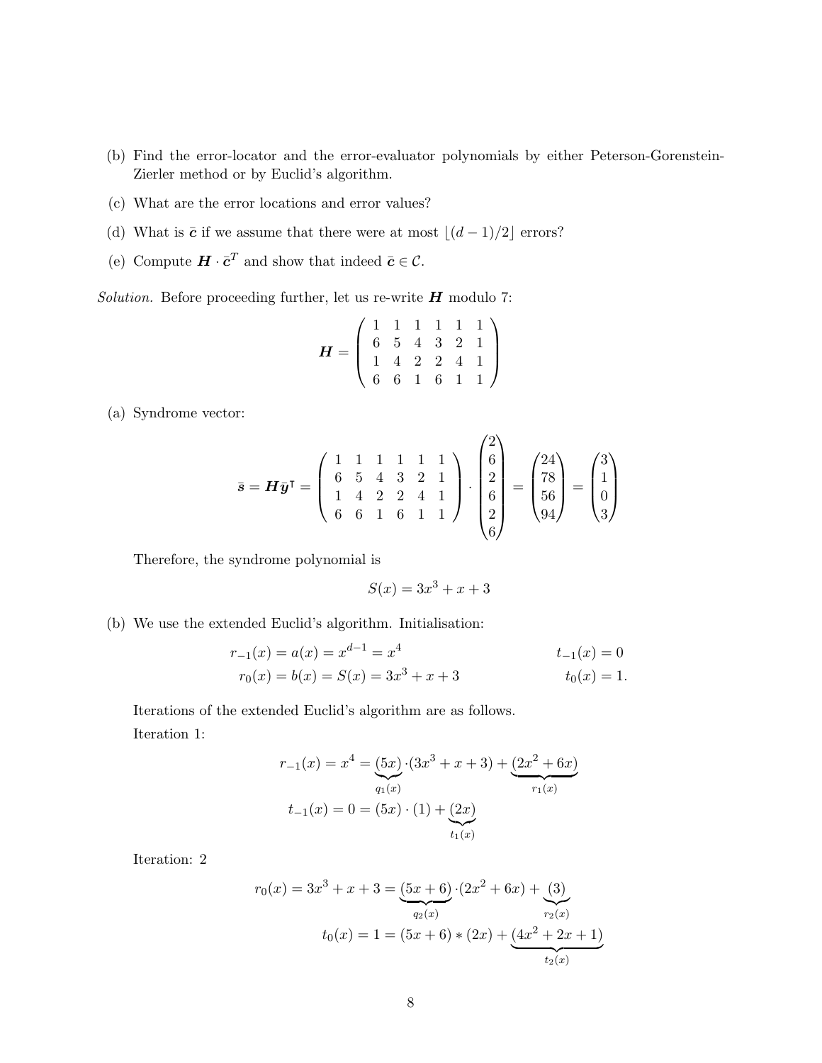(b) Find the error-locator and the error-evaluator polynomials by either Peterson-Gorenstein-Zierler method or by Euclid's algorithm.

(c) What are the error locations and error values?

(d) What is $\bar{\boldsymbol{c}}$ if we assume that there were at most $\lfloor (d-1)/2 \rfloor$ errors?

(e) Compute $\boldsymbol{H} \cdot \bar{\boldsymbol{c}}^T$ and show that indeed $\bar{\boldsymbol{c}} \in \mathcal{C}$.

*Solution.* Before proceeding further, let us re-write $\boldsymbol{H}$ modulo 7:

$$\boldsymbol{H} = \begin{pmatrix} 1 & 1 & 1 & 1 & 1 & 1 \\ 6 & 5 & 4 & 3 & 2 & 1 \\ 1 & 4 & 2 & 2 & 4 & 1 \\ 6 & 6 & 1 & 6 & 1 & 1 \end{pmatrix}$$

(a) Syndrome vector:

$$\bar{\boldsymbol{s}} = \boldsymbol{H}\bar{\boldsymbol{y}}^\intercal = \begin{pmatrix} 1 & 1 & 1 & 1 & 1 & 1 \\ 6 & 5 & 4 & 3 & 2 & 1 \\ 1 & 4 & 2 & 2 & 4 & 1 \\ 6 & 6 & 1 & 6 & 1 & 1 \end{pmatrix} \cdot \begin{pmatrix} 2 \\ 6 \\ 2 \\ 6 \\ 2 \\ 6 \end{pmatrix} = \begin{pmatrix} 24 \\ 78 \\ 56 \\ 94 \end{pmatrix} = \begin{pmatrix} 3 \\ 1 \\ 0 \\ 3 \end{pmatrix}$$

Therefore, the syndrome polynomial is

$$S(x) = 3x^3 + x + 3$$

(b) We use the extended Euclid's algorithm. Initialisation:

$$r_{-1}(x) = a(x) = x^{d-1} = x^4 \qquad\qquad t_{-1}(x) = 0$$
$$r_0(x) = b(x) = S(x) = 3x^3 + x + 3 \qquad\qquad t_0(x) = 1.$$

Iterations of the extended Euclid's algorithm are as follows.

Iteration 1:

$$r_{-1}(x) = x^4 = \underbrace{(5x)}_{q_1(x)} \cdot (3x^3 + x + 3) + \underbrace{(2x^2 + 6x)}_{r_1(x)}$$
$$t_{-1}(x) = 0 = (5x) \cdot (1) + \underbrace{(2x)}_{t_1(x)}$$

Iteration: 2

$$r_0(x) = 3x^3 + x + 3 = \underbrace{(5x + 6)}_{q_2(x)} \cdot (2x^2 + 6x) + \underbrace{(3)}_{r_2(x)}$$
$$t_0(x) = 1 = (5x + 6) * (2x) + \underbrace{(4x^2 + 2x + 1)}_{t_2(x)}$$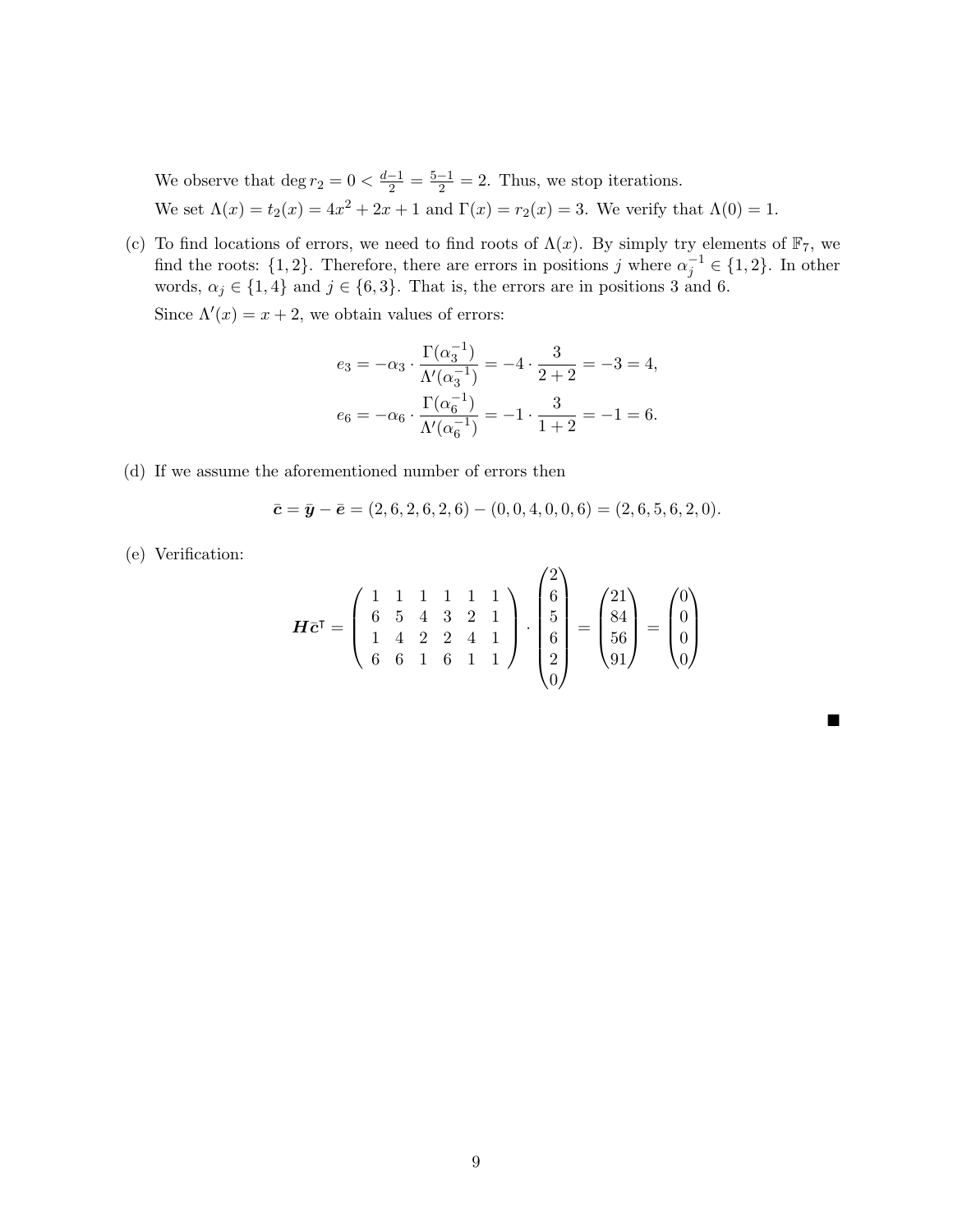We observe that $\deg r_2 = 0 < \frac{d-1}{2} = \frac{5-1}{2} = 2$. Thus, we stop iterations.

We set $\Lambda(x) = t_2(x) = 4x^2 + 2x + 1$ and $\Gamma(x) = r_2(x) = 3$. We verify that $\Lambda(0) = 1$.

(c) To find locations of errors, we need to find roots of $\Lambda(x)$. By simply try elements of $\mathbb{F}_7$, we find the roots: $\{1, 2\}$. Therefore, there are errors in positions $j$ where $\alpha_j^{-1} \in \{1, 2\}$. In other words, $\alpha_j \in \{1, 4\}$ and $j \in \{6, 3\}$. That is, the errors are in positions 3 and 6.

Since $\Lambda'(x) = x + 2$, we obtain values of errors:

$$e_3 = -\alpha_3 \cdot \frac{\Gamma(\alpha_3^{-1})}{\Lambda'(\alpha_3^{-1})} = -4 \cdot \frac{3}{2+2} = -3 = 4,$$

$$e_6 = -\alpha_6 \cdot \frac{\Gamma(\alpha_6^{-1})}{\Lambda'(\alpha_6^{-1})} = -1 \cdot \frac{3}{1+2} = -1 = 6.$$

(d) If we assume the aforementioned number of errors then

$$\bar{\boldsymbol{c}} = \bar{\boldsymbol{y}} - \bar{\boldsymbol{e}} = (2, 6, 2, 6, 2, 6) - (0, 0, 4, 0, 0, 6) = (2, 6, 5, 6, 2, 0).$$

(e) Verification:

$$\boldsymbol{H}\bar{\boldsymbol{c}}^\mathsf{T} = \begin{pmatrix} 1 & 1 & 1 & 1 & 1 & 1 \\ 6 & 5 & 4 & 3 & 2 & 1 \\ 1 & 4 & 2 & 2 & 4 & 1 \\ 6 & 6 & 1 & 6 & 1 & 1 \end{pmatrix} \cdot \begin{pmatrix} 2 \\ 6 \\ 5 \\ 6 \\ 2 \\ 0 \end{pmatrix} = \begin{pmatrix} 21 \\ 84 \\ 56 \\ 91 \end{pmatrix} = \begin{pmatrix} 0 \\ 0 \\ 0 \\ 0 \end{pmatrix}$$

■